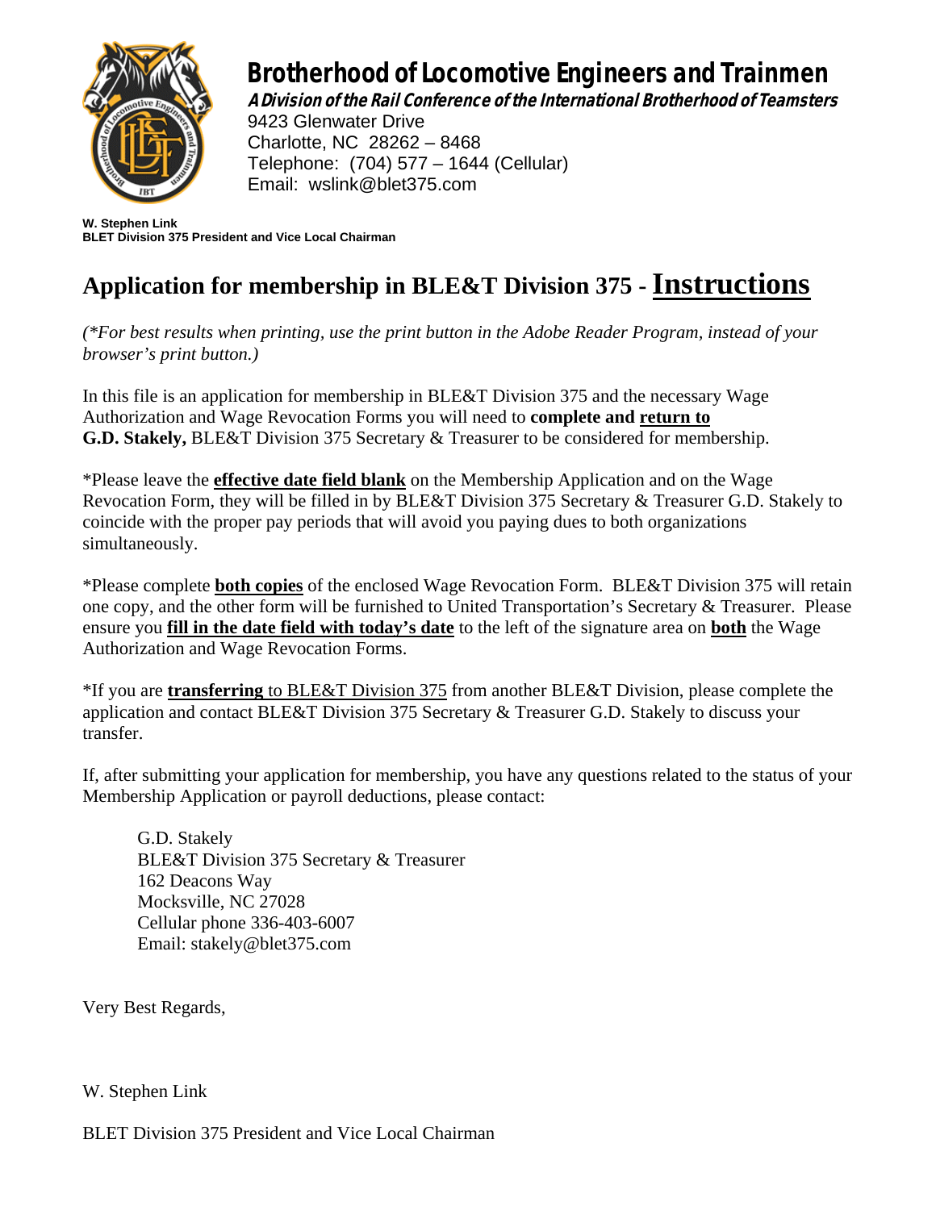# Brotherhood of Locomotive Engineers and Trainmen

***A Division of the Rail Conference of the International Brotherhood of Teamsters***

9423 Glenwater Drive
Charlotte, NC 28262 – 8468
Telephone: (704) 577 – 1644 (Cellular)
Email: wslink@blet375.com

**W. Stephen Link**
**BLET Division 375 President and Vice Local Chairman**

## Application for membership in BLE&T Division 375 - Instructions

*(\*For best results when printing, use the print button in the Adobe Reader Program, instead of your browser's print button.)*

In this file is an application for membership in BLE&T Division 375 and the necessary Wage Authorization and Wage Revocation Forms you will need to **complete and return to G.D. Stakely,** BLE&T Division 375 Secretary & Treasurer to be considered for membership.

\*Please leave the **effective date field blank** on the Membership Application and on the Wage Revocation Form, they will be filled in by BLE&T Division 375 Secretary & Treasurer G.D. Stakely to coincide with the proper pay periods that will avoid you paying dues to both organizations simultaneously.

\*Please complete **both copies** of the enclosed Wage Revocation Form. BLE&T Division 375 will retain one copy, and the other form will be furnished to United Transportation's Secretary & Treasurer. Please ensure you **fill in the date field with today's date** to the left of the signature area on **both** the Wage Authorization and Wage Revocation Forms.

\*If you are **transferring** to BLE&T Division 375 from another BLE&T Division, please complete the application and contact BLE&T Division 375 Secretary & Treasurer G.D. Stakely to discuss your transfer.

If, after submitting your application for membership, you have any questions related to the status of your Membership Application or payroll deductions, please contact:

> G.D. Stakely
> BLE&T Division 375 Secretary & Treasurer
> 162 Deacons Way
> Mocksville, NC 27028
> Cellular phone 336-403-6007
> Email: stakely@blet375.com

Very Best Regards,

W. Stephen Link

BLET Division 375 President and Vice Local Chairman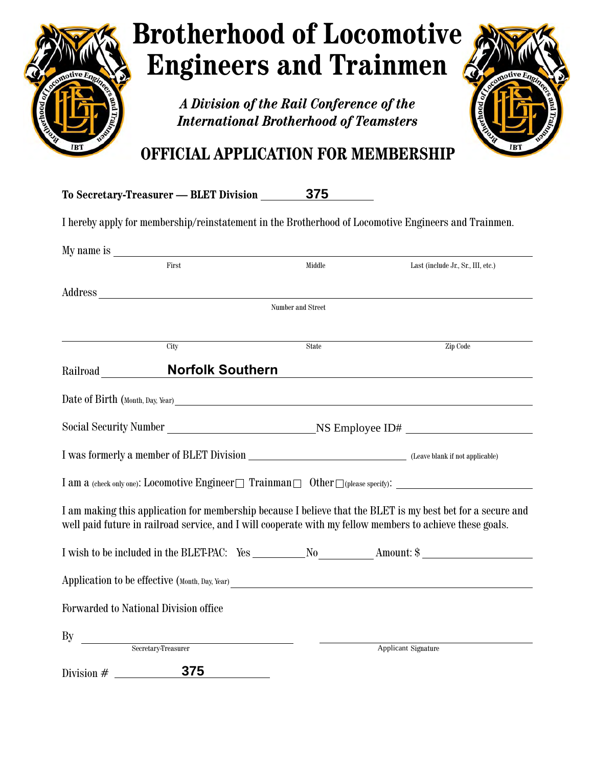# Brotherhood of Locomotive Engineers and Trainmen

*A Division of the Rail Conference of the International Brotherhood of Teamsters*

## OFFICIAL APPLICATION FOR MEMBERSHIP

**To Secretary-Treasurer — BLET Division** 375

I hereby apply for membership/reinstatement in the Brotherhood of Locomotive Engineers and Trainmen.

My name is ______________________________

First        Middle        Last (include Jr., Sr., III, etc.)

Address ______________________________

Number and Street

______________________________

City        State        Zip Code

Railroad **Norfolk Southern**

Date of Birth (Month, Day, Year) ______________________________

Social Security Number ______________ NS Employee ID# ______________

I was formerly a member of BLET Division ______________ (Leave blank if not applicable)

I am a (check only one): Locomotive Engineer ☐ Trainman ☐ Other ☐ (please specify): ______________

I am making this application for membership because I believe that the BLET is my best bet for a secure and well paid future in railroad service, and I will cooperate with my fellow members to achieve these goals.

I wish to be included in the BLET-PAC: Yes ________ No ________ Amount: $ ______________

Application to be effective (Month, Day, Year) ______________________________

Forwarded to National Division office

By ______________________________        ______________________________

Secretary-Treasurer        Applicant Signature

Division # 375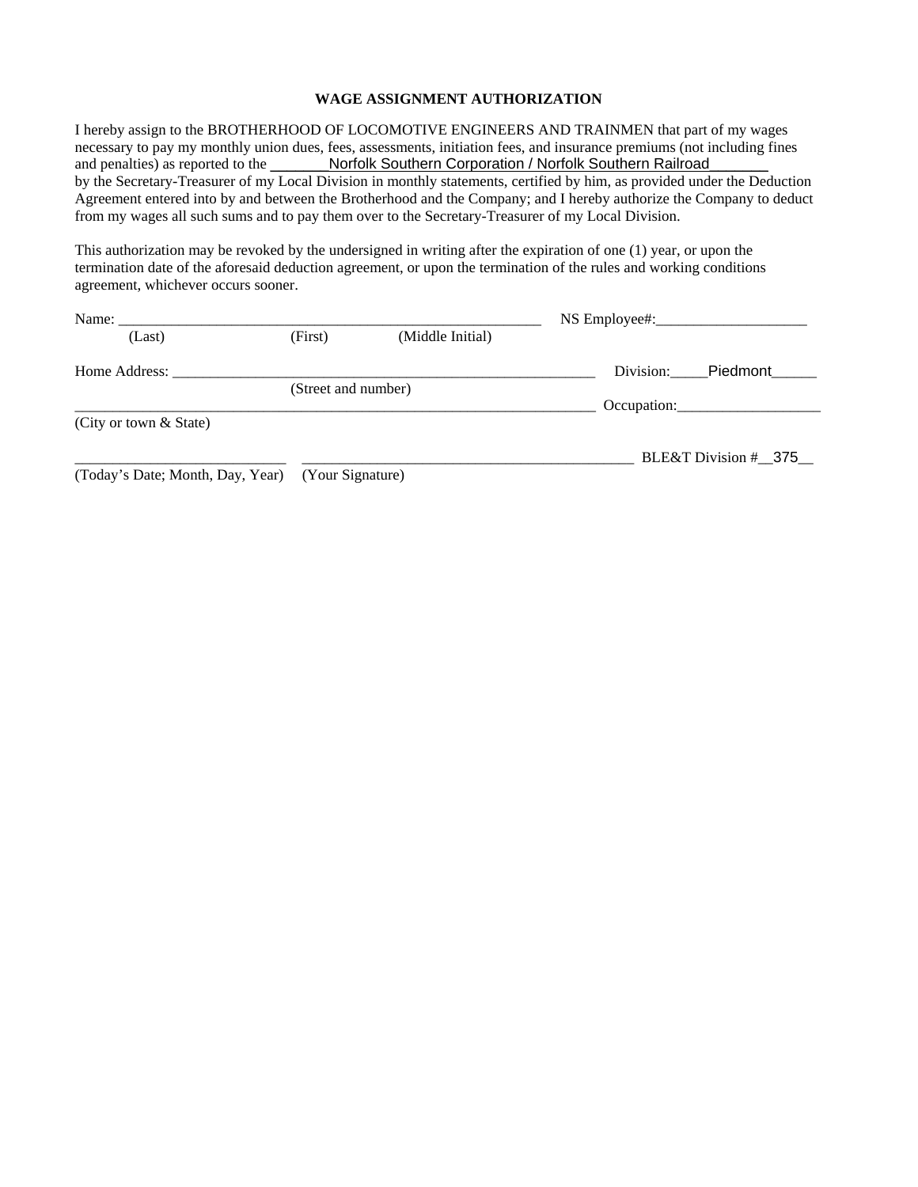**WAGE ASSIGNMENT AUTHORIZATION**

I hereby assign to the BROTHERHOOD OF LOCOMOTIVE ENGINEERS AND TRAINMEN that part of my wages necessary to pay my monthly union dues, fees, assessments, initiation fees, and insurance premiums (not including fines and penalties) as reported to the _______Norfolk Southern Corporation / Norfolk Southern Railroad_______ by the Secretary-Treasurer of my Local Division in monthly statements, certified by him, as provided under the Deduction Agreement entered into by and between the Brotherhood and the Company; and I hereby authorize the Company to deduct from my wages all such sums and to pay them over to the Secretary-Treasurer of my Local Division.

This authorization may be revoked by the undersigned in writing after the expiration of one (1) year, or upon the termination date of the aforesaid deduction agreement, or upon the termination of the rules and working conditions agreement, whichever occurs sooner.

Name: _______________________________________________________ NS Employee#:____________________

(Last) (First) (Middle Initial)

Home Address: _______________________________________________________ Division:_____Piedmont______

(Street and number)

_____________________________________________________________________ Occupation:___________________

(City or town & State)

___________________________ _____________________________________________ BLE&T Division #__375__

(Today's Date; Month, Day, Year) (Your Signature)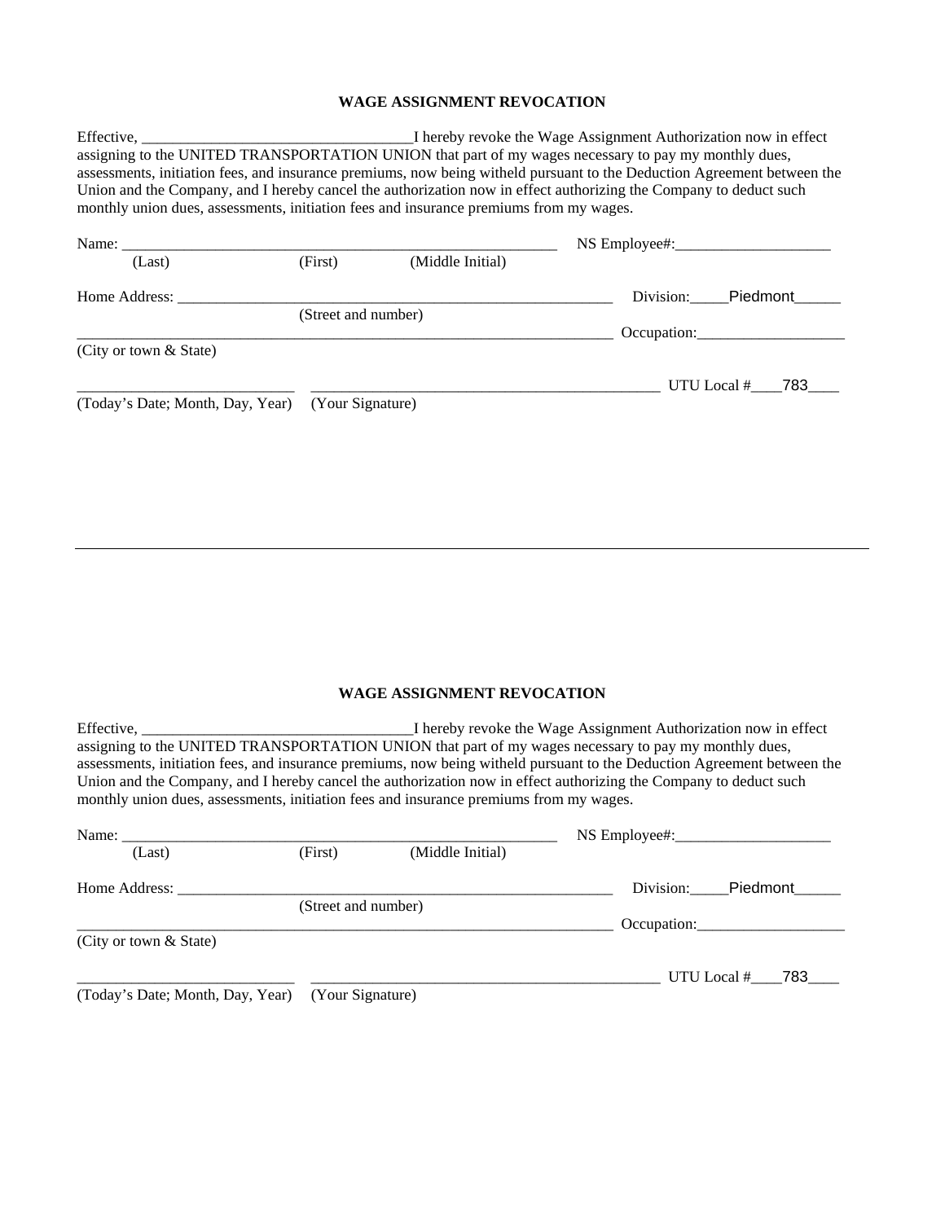## WAGE ASSIGNMENT REVOCATION

Effective, ___________________________________I hereby revoke the Wage Assignment Authorization now in effect assigning to the UNITED TRANSPORTATION UNION that part of my wages necessary to pay my monthly dues, assessments, initiation fees, and insurance premiums, now being witheld pursuant to the Deduction Agreement between the Union and the Company, and I hereby cancel the authorization now in effect authorizing the Company to deduct such monthly union dues, assessments, initiation fees and insurance premiums from my wages.

Name: ___________________________________________________________ NS Employee#:____________________
(Last) (First) (Middle Initial)

Home Address: _____________________________________________________________ Division:_____Piedmont______
(Street and number)

__________________________________________________________________________ Occupation:___________________
(City or town & State)

____________________________ _____________________________________________ UTU Local #____783____
(Today's Date; Month, Day, Year) (Your Signature)

---

## WAGE ASSIGNMENT REVOCATION

Effective, ___________________________________I hereby revoke the Wage Assignment Authorization now in effect assigning to the UNITED TRANSPORTATION UNION that part of my wages necessary to pay my monthly dues, assessments, initiation fees, and insurance premiums, now being witheld pursuant to the Deduction Agreement between the Union and the Company, and I hereby cancel the authorization now in effect authorizing the Company to deduct such monthly union dues, assessments, initiation fees and insurance premiums from my wages.

Name: ___________________________________________________________ NS Employee#:____________________
(Last) (First) (Middle Initial)

Home Address: _____________________________________________________________ Division:_____Piedmont______
(Street and number)

__________________________________________________________________________ Occupation:___________________
(City or town & State)

____________________________ _____________________________________________ UTU Local #____783____
(Today's Date; Month, Day, Year) (Your Signature)